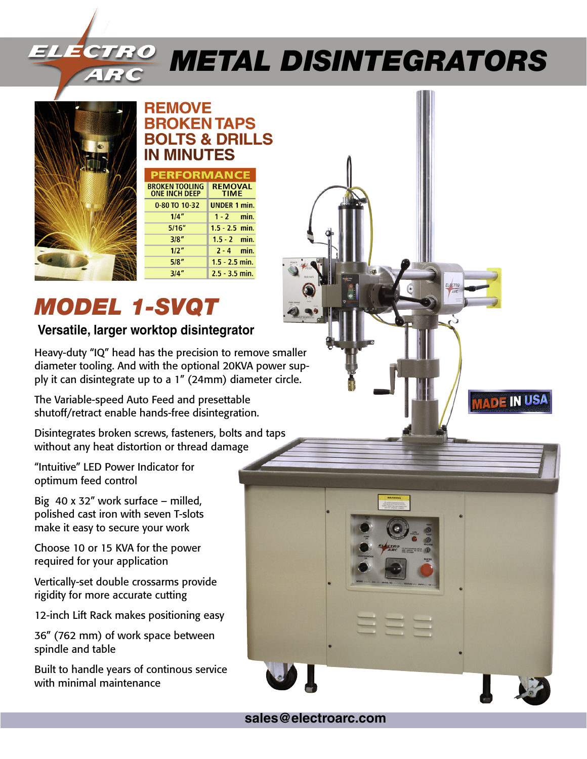# ELECTRO ARC METAL DISINTEGRATORS

## REMOVE BROKEN TAPS BOLTS & DRILLS IN MINUTES

| PERFORMANCE | |
|---|---|
| BROKEN TOOLING ONE INCH DEEP | REMOVAL TIME |
| 0-80 TO 10-32 | UNDER 1 min. |
| 1/4" | 1 - 2 min. |
| 5/16" | 1.5 - 2.5 min. |
| 3/8" | 1.5 - 2 min. |
| 1/2" | 2 - 4 min. |
| 5/8" | 1.5 - 2.5 min. |
| 3/4" | 2.5 - 3.5 min. |

# *MODEL 1-SVQT*

### Versatile, larger worktop disintegrator

Heavy-duty "IQ" head has the precision to remove smaller diameter tooling. And with the optional 20KVA power supply it can disintegrate up to a 1" (24mm) diameter circle.

The Variable-speed Auto Feed and presettable shutoff/retract enable hands-free disintegration.

Disintegrates broken screws, fasteners, bolts and taps without any heat distortion or thread damage

"Intuitive" LED Power Indicator for optimum feed control

Big 40 x 32" work surface – milled, polished cast iron with seven T-slots make it easy to secure your work

Choose 10 or 15 KVA for the power required for your application

Vertically-set double crossarms provide rigidity for more accurate cutting

12-inch Lift Rack makes positioning easy

36" (762 mm) of work space between spindle and table

Built to handle years of continous service with minimal maintenance

MADE IN USA

sales@electroarc.com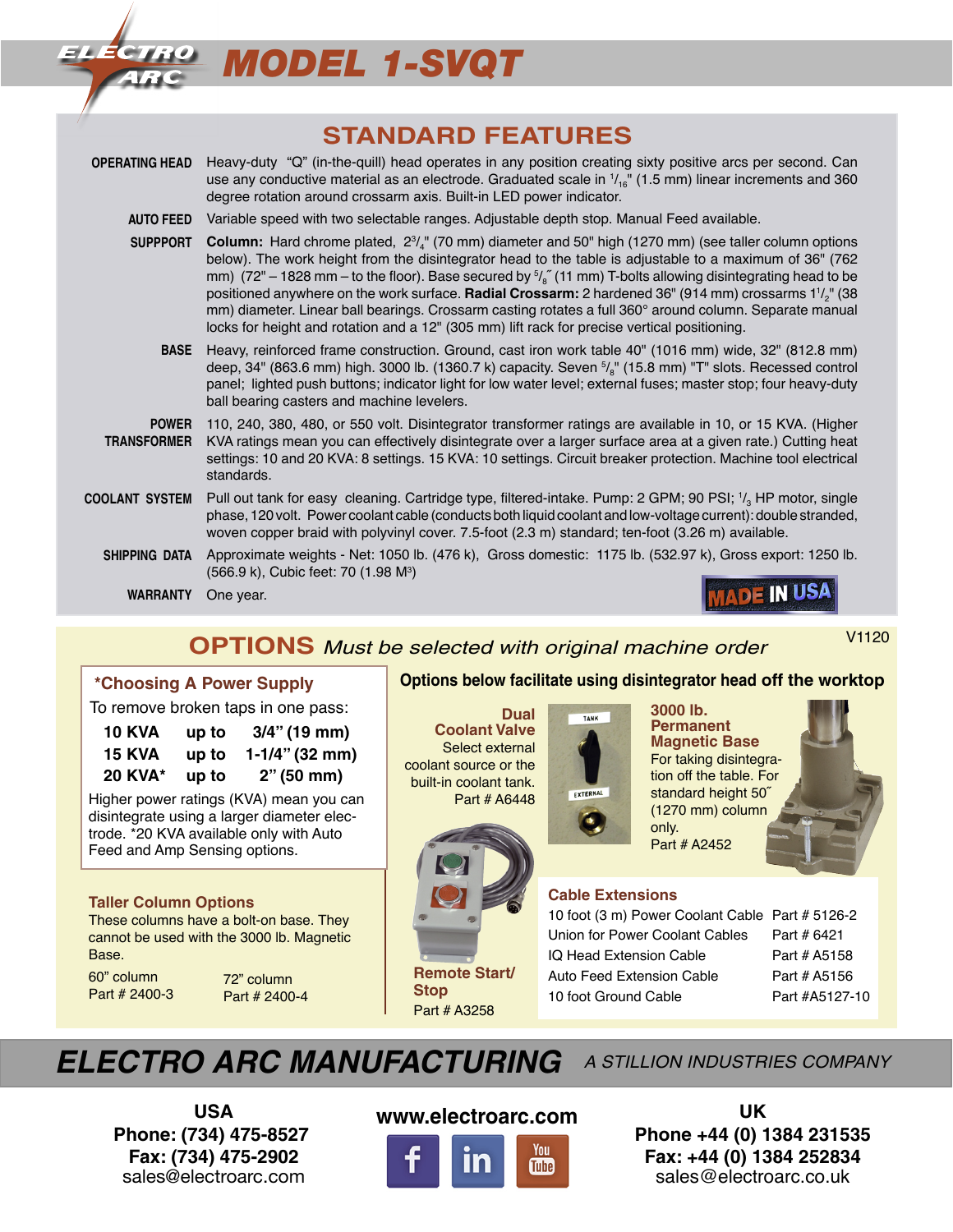# ELECTRO ARC MODEL 1-SVQT

## STANDARD FEATURES

**OPERATING HEAD** Heavy-duty "Q" (in-the-quill) head operates in any position creating sixty positive arcs per second. Can use any conductive material as an electrode. Graduated scale in 1/16" (1.5 mm) linear increments and 360 degree rotation around crossarm axis. Built-in LED power indicator.

**AUTO FEED** Variable speed with two selectable ranges. Adjustable depth stop. Manual Feed available.

**SUPPPORT** **Column:** Hard chrome plated, 2 3/4" (70 mm) diameter and 50" high (1270 mm) (see taller column options below). The work height from the disintegrator head to the table is adjustable to a maximum of 36" (762 mm) (72" – 1828 mm – to the floor). Base secured by 5/8" (11 mm) T-bolts allowing disintegrating head to be positioned anywhere on the work surface. **Radial Crossarm:** 2 hardened 36" (914 mm) crossarms 1 1/2" (38 mm) diameter. Linear ball bearings. Crossarm casting rotates a full 360° around column. Separate manual locks for height and rotation and a 12" (305 mm) lift rack for precise vertical positioning.

**BASE** Heavy, reinforced frame construction. Ground, cast iron work table 40" (1016 mm) wide, 32" (812.8 mm) deep, 34" (863.6 mm) high. 3000 lb. (1360.7 k) capacity. Seven 5/8" (15.8 mm) "T" slots. Recessed control panel; lighted push buttons; indicator light for low water level; external fuses; master stop; four heavy-duty ball bearing casters and machine levelers.

**POWER TRANSFORMER** 110, 240, 380, 480, or 550 volt. Disintegrator transformer ratings are available in 10, or 15 KVA. (Higher KVA ratings mean you can effectively disintegrate over a larger surface area at a given rate.) Cutting heat settings: 10 and 20 KVA: 8 settings. 15 KVA: 10 settings. Circuit breaker protection. Machine tool electrical standards.

**COOLANT SYSTEM** Pull out tank for easy cleaning. Cartridge type, filtered-intake. Pump: 2 GPM; 90 PSI; 1/3 HP motor, single phase, 120 volt. Power coolant cable (conducts both liquid coolant and low-voltage current): double stranded, woven copper braid with polyvinyl cover. 7.5-foot (2.3 m) standard; ten-foot (3.26 m) available.

**SHIPPING DATA** Approximate weights - Net: 1050 lb. (476 k), Gross domestic: 1175 lb. (532.97 k), Gross export: 1250 lb. (566.9 k), Cubic feet: 70 (1.98 M³)

**WARRANTY** One year.

MADE IN USA

## OPTIONS *Must be selected with original machine order*

V1120

### *Choosing A Power Supply

To remove broken taps in one pass:

| | | |
|---|---|---|
| **10 KVA** | **up to** | **3/4" (19 mm)** |
| **15 KVA** | **up to** | **1-1/4" (32 mm)** |
| **20 KVA*** | **up to** | **2" (50 mm)** |

Higher power ratings (KVA) mean you can disintegrate using a larger diameter electrode. *20 KVA available only with Auto Feed and Amp Sensing options.

### Taller Column Options

These columns have a bolt-on base. They cannot be used with the 3000 lb. Magnetic Base.

60" column
Part # 2400-3

72" column
Part # 2400-4

### Options below facilitate using disintegrator head off the worktop

**Dual Coolant Valve**
Select external coolant source or the built-in coolant tank.
Part # A6448

**3000 lb. Permanent Magnetic Base**
For taking disintegration off the table. For standard height 50" (1270 mm) column only.
Part # A2452

**Remote Start/ Stop**
Part # A3258

### Cable Extensions

| | |
|---|---|
| 10 foot (3 m) Power Coolant Cable | Part # 5126-2 |
| Union for Power Coolant Cables | Part # 6421 |
| IQ Head Extension Cable | Part # A5158 |
| Auto Feed Extension Cable | Part # A5156 |
| 10 foot Ground Cable | Part #A5127-10 |

## ELECTRO ARC MANUFACTURING *A STILLION INDUSTRIES COMPANY*

**USA**
**Phone: (734) 475-8527**
**Fax: (734) 475-2902**
sales@electroarc.com

**www.electroarc.com**

**UK**
**Phone +44 (0) 1384 231535**
**Fax: +44 (0) 1384 252834**
sales@electroarc.co.uk